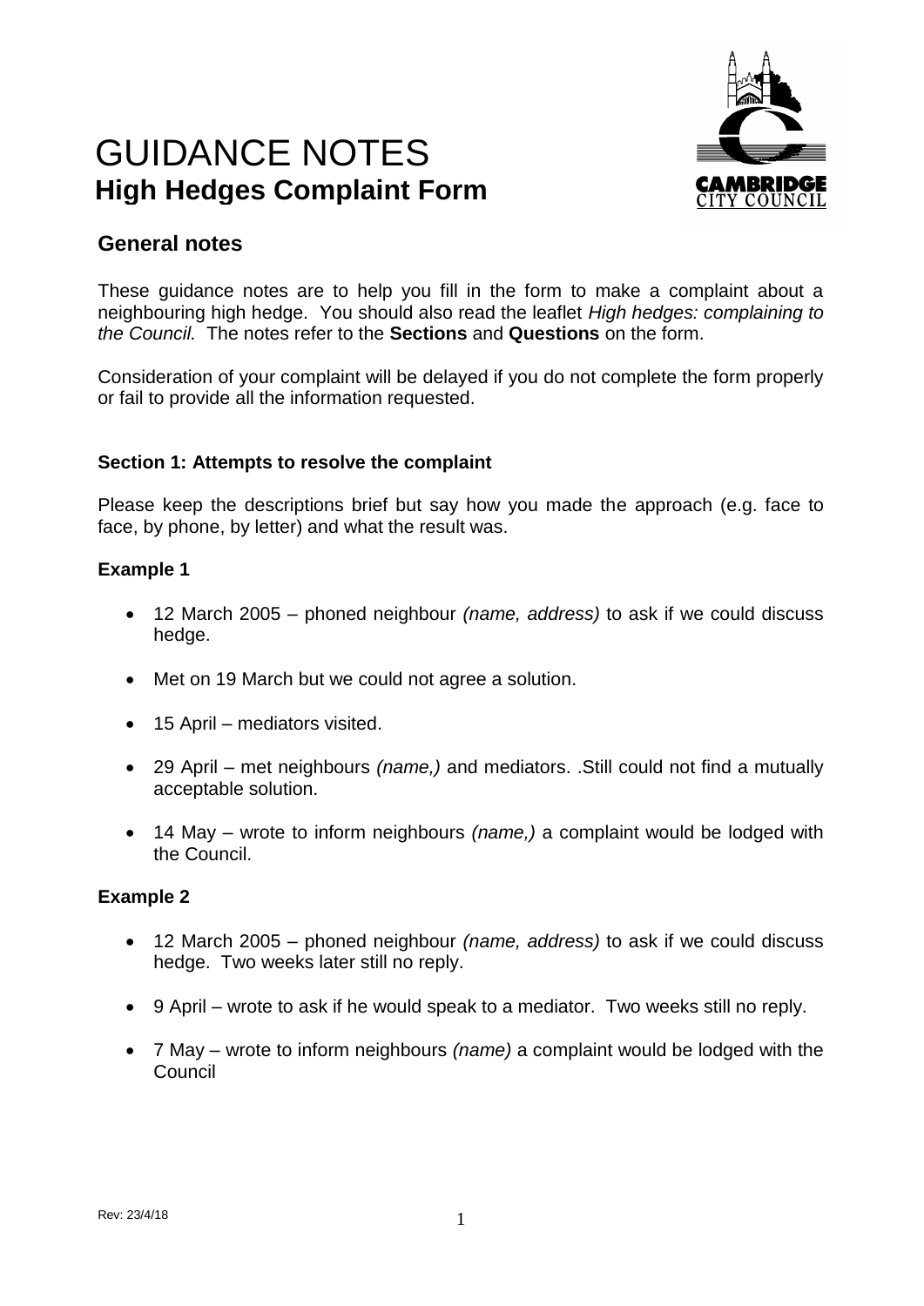# GUIDANCE NOTES
## High Hedges Complaint Form

## General notes

These guidance notes are to help you fill in the form to make a complaint about a neighbouring high hedge. You should also read the leaflet *High hedges: complaining to the Council.* The notes refer to the **Sections** and **Questions** on the form.

Consideration of your complaint will be delayed if you do not complete the form properly or fail to provide all the information requested.

### Section 1: Attempts to resolve the complaint

Please keep the descriptions brief but say how you made the approach (e.g. face to face, by phone, by letter) and what the result was.

**Example 1**

- 12 March 2005 – phoned neighbour *(name, address)* to ask if we could discuss hedge.
- Met on 19 March but we could not agree a solution.
- 15 April – mediators visited.
- 29 April – met neighbours *(name,)* and mediators. .Still could not find a mutually acceptable solution.
- 14 May – wrote to inform neighbours *(name,)* a complaint would be lodged with the Council.

**Example 2**

- 12 March 2005 – phoned neighbour *(name, address)* to ask if we could discuss hedge. Two weeks later still no reply.
- 9 April – wrote to ask if he would speak to a mediator. Two weeks still no reply.
- 7 May – wrote to inform neighbours *(name)* a complaint would be lodged with the Council

Rev: 23/4/18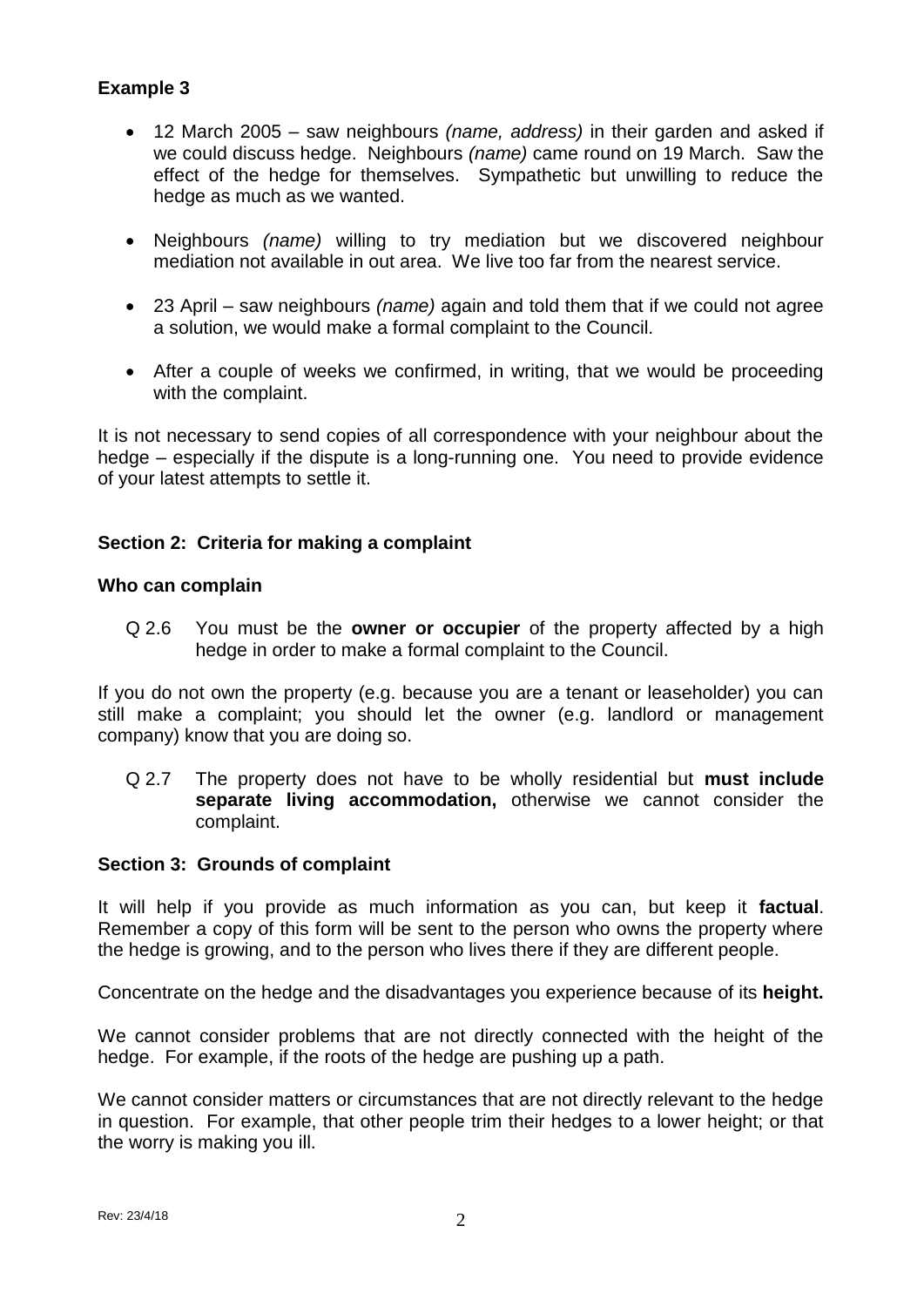**Example 3**

- 12 March 2005 – saw neighbours *(name, address)* in their garden and asked if we could discuss hedge. Neighbours *(name)* came round on 19 March. Saw the effect of the hedge for themselves. Sympathetic but unwilling to reduce the hedge as much as we wanted.
- Neighbours *(name)* willing to try mediation but we discovered neighbour mediation not available in out area. We live too far from the nearest service.
- 23 April – saw neighbours *(name)* again and told them that if we could not agree a solution, we would make a formal complaint to the Council.
- After a couple of weeks we confirmed, in writing, that we would be proceeding with the complaint.

It is not necessary to send copies of all correspondence with your neighbour about the hedge – especially if the dispute is a long-running one. You need to provide evidence of your latest attempts to settle it.

## Section 2: Criteria for making a complaint

### Who can complain

Q 2.6 You must be the **owner or occupier** of the property affected by a high hedge in order to make a formal complaint to the Council.

If you do not own the property (e.g. because you are a tenant or leaseholder) you can still make a complaint; you should let the owner (e.g. landlord or management company) know that you are doing so.

Q 2.7 The property does not have to be wholly residential but **must include separate living accommodation,** otherwise we cannot consider the complaint.

## Section 3: Grounds of complaint

It will help if you provide as much information as you can, but keep it **factual**. Remember a copy of this form will be sent to the person who owns the property where the hedge is growing, and to the person who lives there if they are different people.

Concentrate on the hedge and the disadvantages you experience because of its **height.**

We cannot consider problems that are not directly connected with the height of the hedge. For example, if the roots of the hedge are pushing up a path.

We cannot consider matters or circumstances that are not directly relevant to the hedge in question. For example, that other people trim their hedges to a lower height; or that the worry is making you ill.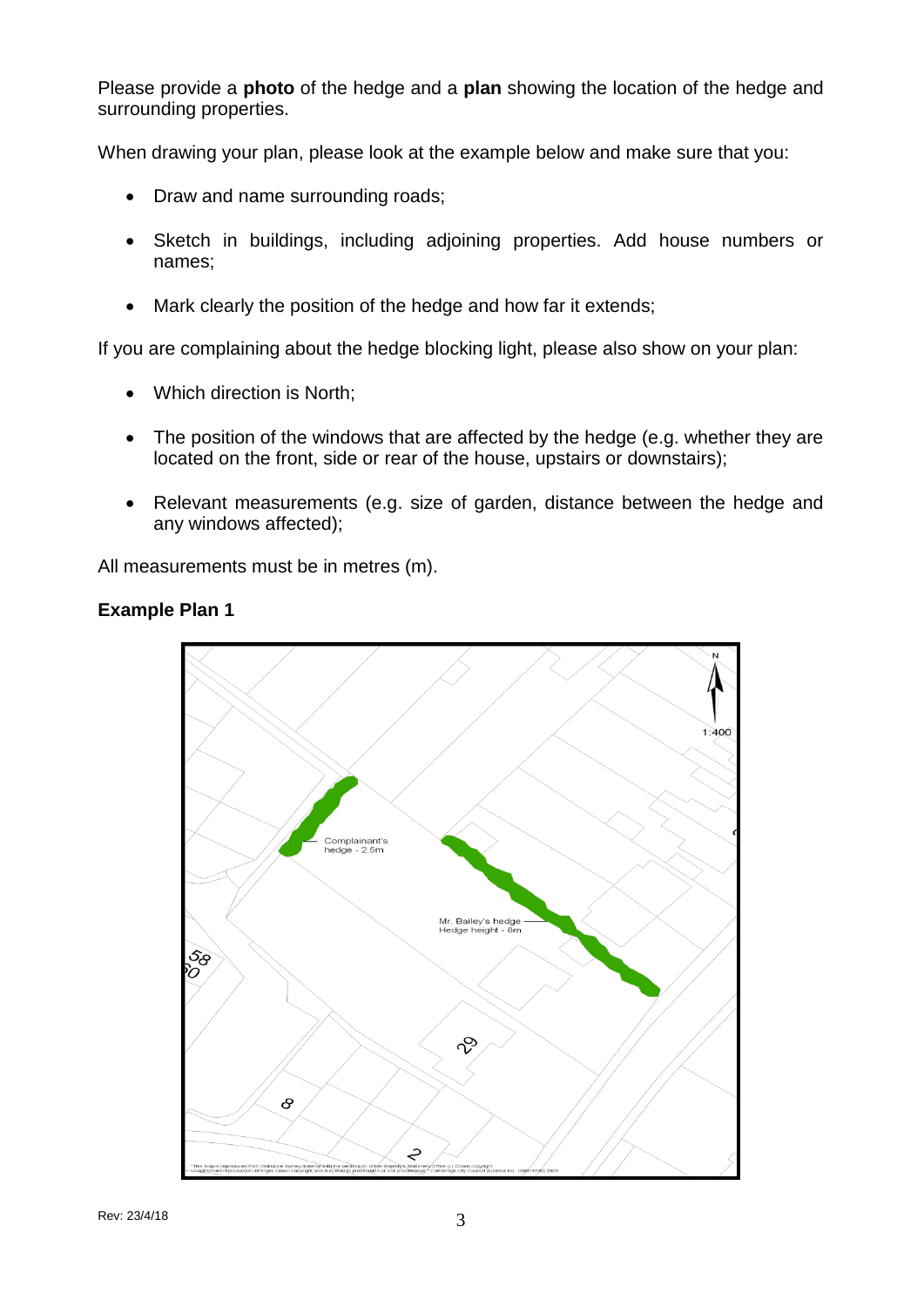Please provide a **photo** of the hedge and a **plan** showing the location of the hedge and surrounding properties.

When drawing your plan, please look at the example below and make sure that you:

- Draw and name surrounding roads;
- Sketch in buildings, including adjoining properties. Add house numbers or names;
- Mark clearly the position of the hedge and how far it extends;

If you are complaining about the hedge blocking light, please also show on your plan:

- Which direction is North;
- The position of the windows that are affected by the hedge (e.g. whether they are located on the front, side or rear of the house, upstairs or downstairs);
- Relevant measurements (e.g. size of garden, distance between the hedge and any windows affected);

All measurements must be in metres (m).

**Example Plan 1**

N

1:400

Complainant's hedge - 2.5m

Mr. Bailey's hedge
Hedge height - 8m

58
60

29

8

2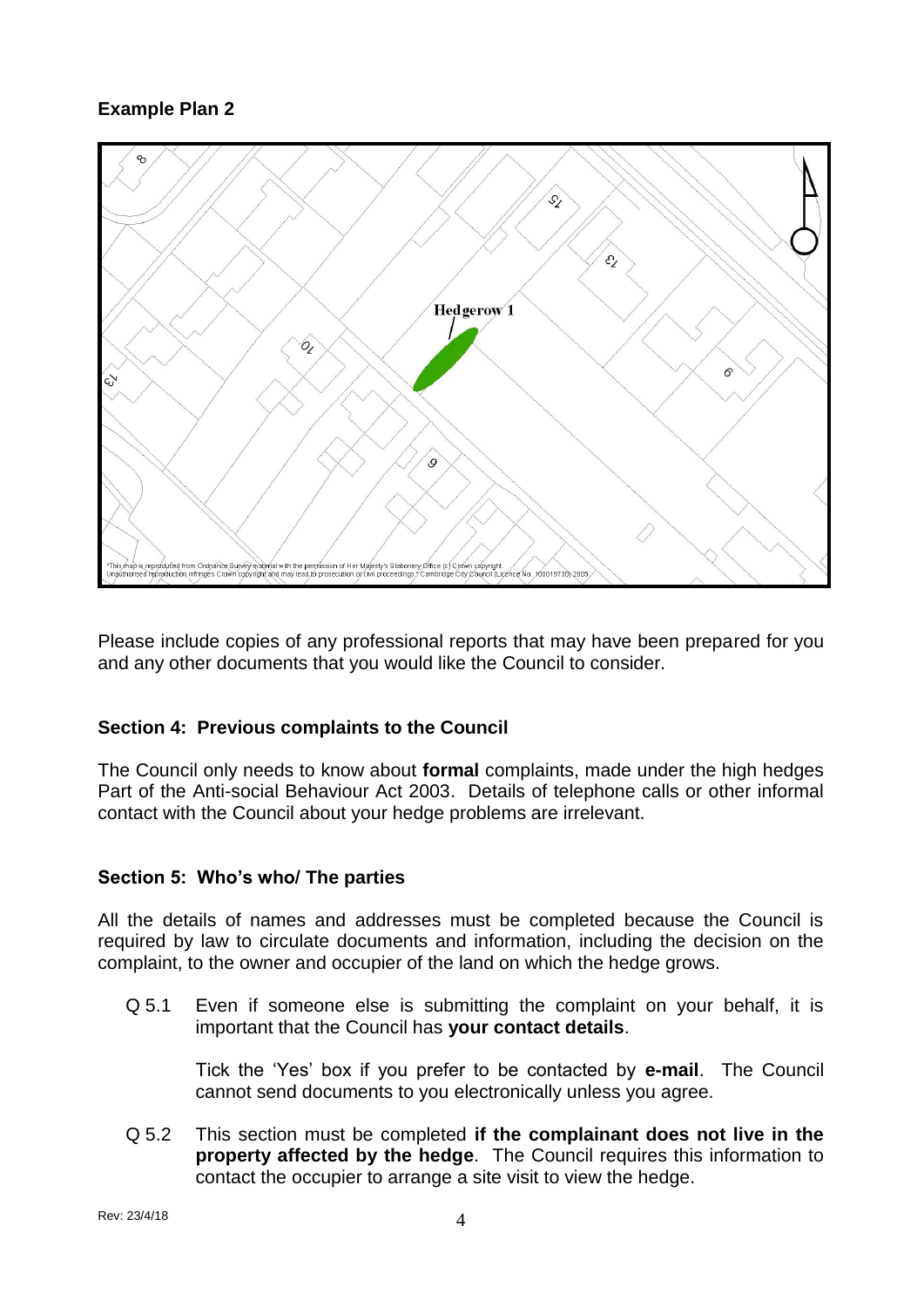**Example Plan 2**

Please include copies of any professional reports that may have been prepared for you and any other documents that you would like the Council to consider.

**Section 4: Previous complaints to the Council**

The Council only needs to know about **formal** complaints, made under the high hedges Part of the Anti-social Behaviour Act 2003. Details of telephone calls or other informal contact with the Council about your hedge problems are irrelevant.

**Section 5: Who's who/ The parties**

All the details of names and addresses must be completed because the Council is required by law to circulate documents and information, including the decision on the complaint, to the owner and occupier of the land on which the hedge grows.

Q 5.1 Even if someone else is submitting the complaint on your behalf, it is important that the Council has **your contact details**.

Tick the 'Yes' box if you prefer to be contacted by **e-mail**. The Council cannot send documents to you electronically unless you agree.

Q 5.2 This section must be completed **if the complainant does not live in the property affected by the hedge**. The Council requires this information to contact the occupier to arrange a site visit to view the hedge.

Rev: 23/4/18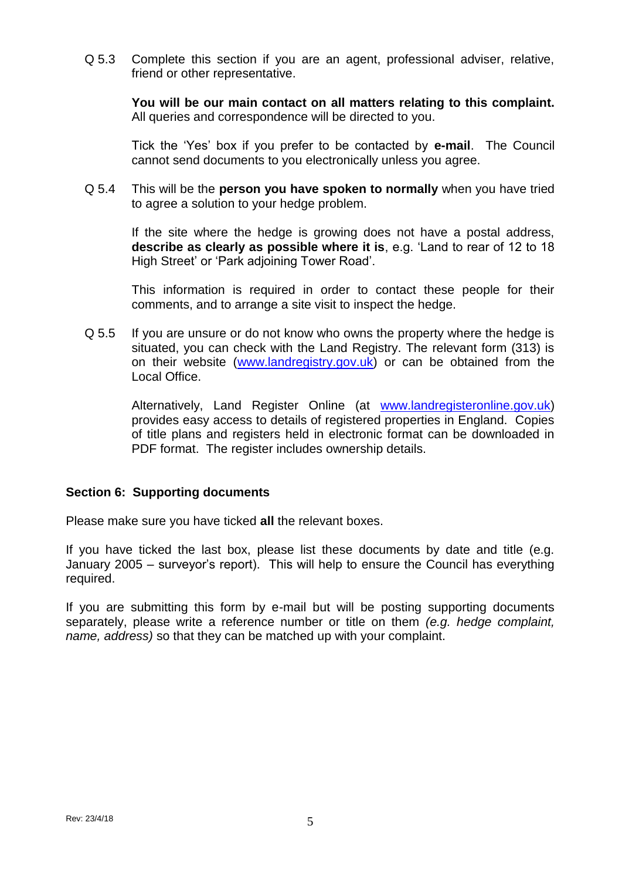Q 5.3 Complete this section if you are an agent, professional adviser, relative, friend or other representative.

**You will be our main contact on all matters relating to this complaint.** All queries and correspondence will be directed to you.

Tick the 'Yes' box if you prefer to be contacted by **e-mail**. The Council cannot send documents to you electronically unless you agree.

Q 5.4 This will be the **person you have spoken to normally** when you have tried to agree a solution to your hedge problem.

If the site where the hedge is growing does not have a postal address, **describe as clearly as possible where it is**, e.g. 'Land to rear of 12 to 18 High Street' or 'Park adjoining Tower Road'.

This information is required in order to contact these people for their comments, and to arrange a site visit to inspect the hedge.

Q 5.5 If you are unsure or do not know who owns the property where the hedge is situated, you can check with the Land Registry. The relevant form (313) is on their website ([www.landregistry.gov.uk](http://www.landregistry.gov.uk)) or can be obtained from the Local Office.

Alternatively, Land Register Online (at [www.landregisteronline.gov.uk](http://www.landregisteronline.gov.uk)) provides easy access to details of registered properties in England. Copies of title plans and registers held in electronic format can be downloaded in PDF format. The register includes ownership details.

## Section 6: Supporting documents

Please make sure you have ticked **all** the relevant boxes.

If you have ticked the last box, please list these documents by date and title (e.g. January 2005 – surveyor's report). This will help to ensure the Council has everything required.

If you are submitting this form by e-mail but will be posting supporting documents separately, please write a reference number or title on them *(e.g. hedge complaint, name, address)* so that they can be matched up with your complaint.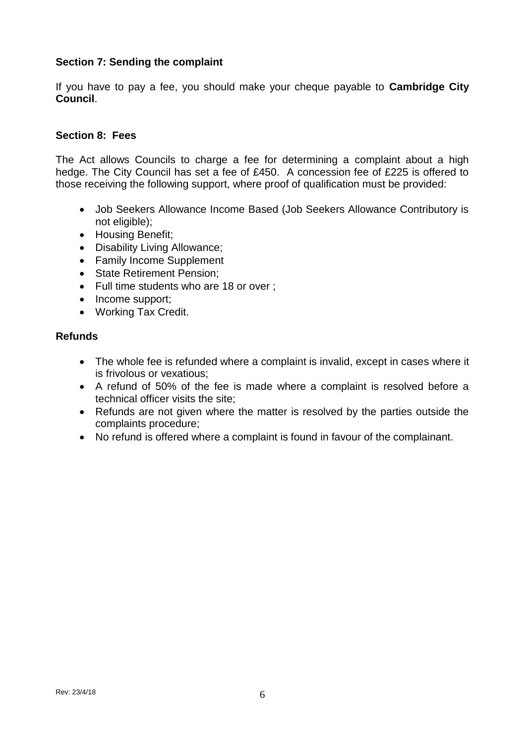## Section 7: Sending the complaint

If you have to pay a fee, you should make your cheque payable to **Cambridge City Council**.

## Section 8: Fees

The Act allows Councils to charge a fee for determining a complaint about a high hedge. The City Council has set a fee of £450. A concession fee of £225 is offered to those receiving the following support, where proof of qualification must be provided:

- Job Seekers Allowance Income Based (Job Seekers Allowance Contributory is not eligible);
- Housing Benefit;
- Disability Living Allowance;
- Family Income Supplement
- State Retirement Pension;
- Full time students who are 18 or over ;
- Income support;
- Working Tax Credit.

### Refunds

- The whole fee is refunded where a complaint is invalid, except in cases where it is frivolous or vexatious;
- A refund of 50% of the fee is made where a complaint is resolved before a technical officer visits the site;
- Refunds are not given where the matter is resolved by the parties outside the complaints procedure;
- No refund is offered where a complaint is found in favour of the complainant.

Rev: 23/4/18